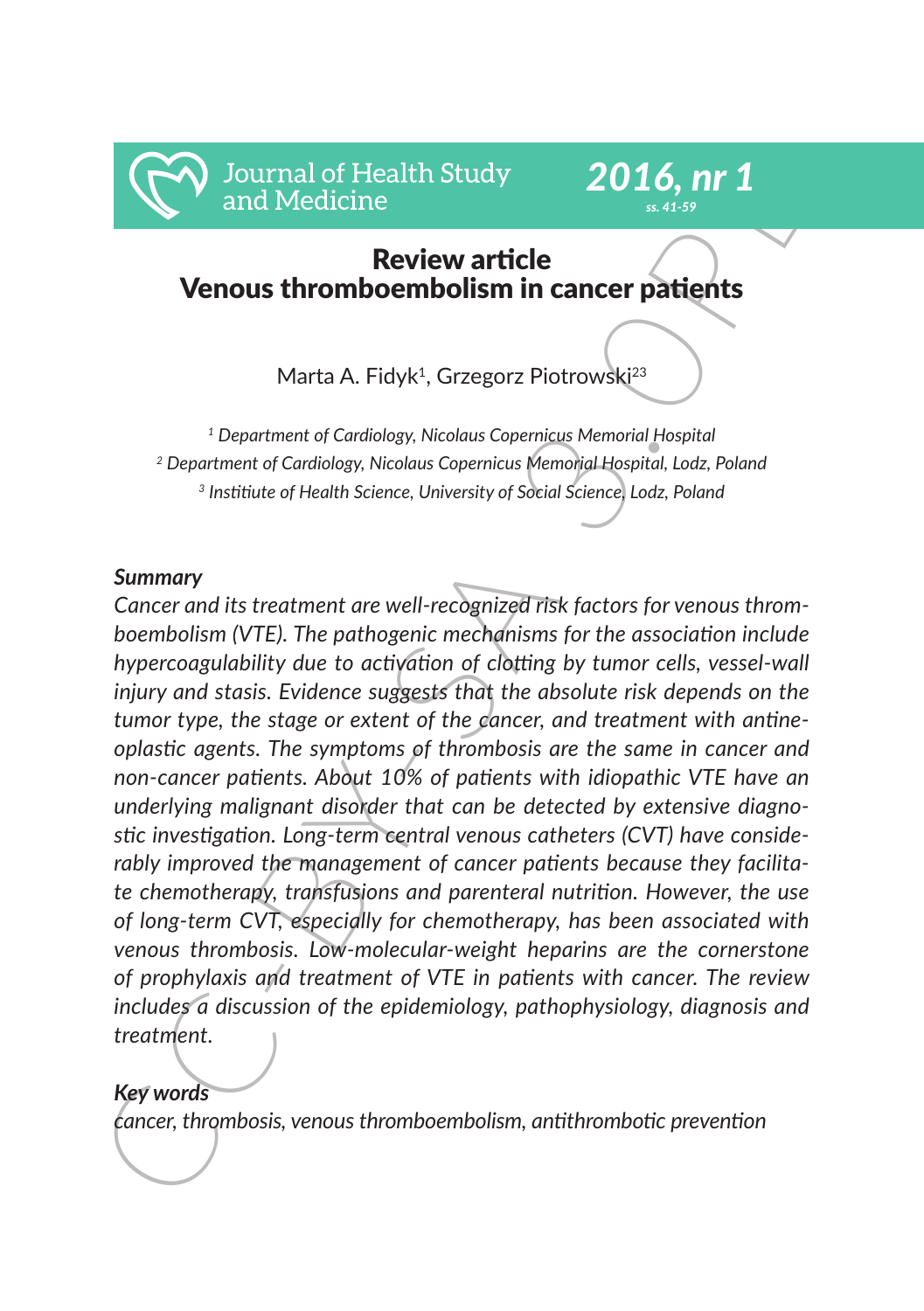Review article

# Venous thromboembolism in cancer patients

Marta A. Fidyk[1], Grzegorz Piotrowski[23]

[1] Department of Cardiology, Nicolaus Copernicus Memorial Hospital
[2] Department of Cardiology, Nicolaus Copernicus Memorial Hospital, Lodz, Poland
[3] Institiute of Health Science, University of Social Science, Lodz, Poland

### *Summary*

*Cancer and its treatment are well-recognized risk factors for venous thromboembolism (VTE). The pathogenic mechanisms for the association include hypercoagulability due to activation of clotting by tumor cells, vessel-wall injury and stasis. Evidence suggests that the absolute risk depends on the tumor type, the stage or extent of the cancer, and treatment with antineoplastic agents. The symptoms of thrombosis are the same in cancer and non-cancer patients. About 10% of patients with idiopathic VTE have an underlying malignant disorder that can be detected by extensive diagnostic investigation. Long-term central venous catheters (CVT) have considerably improved the management of cancer patients because they facilitate chemotherapy, transfusions and parenteral nutrition. However, the use of long-term CVT, especially for chemotherapy, has been associated with venous thrombosis. Low-molecular-weight heparins are the cornerstone of prophylaxis and treatment of VTE in patients with cancer. The review includes a discussion of the epidemiology, pathophysiology, diagnosis and treatment.*

### *Key words*

*cancer, thrombosis, venous thromboembolism, antithrombotic prevention*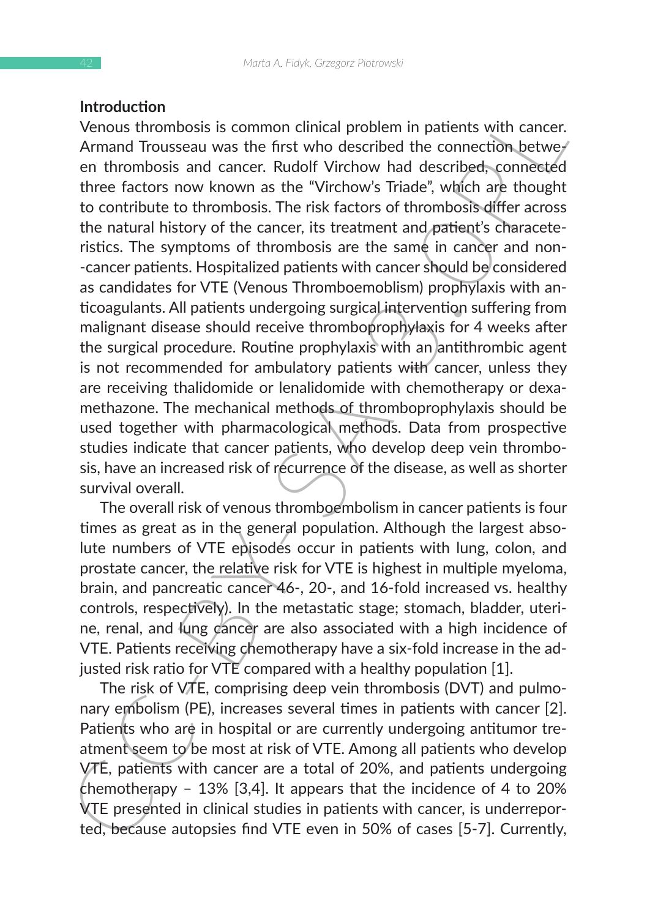## Introduction

Venous thrombosis is common clinical problem in patients with cancer. Armand Trousseau was the first who described the connection between thrombosis and cancer. Rudolf Virchow had described, connected three factors now known as the "Virchow's Triade", which are thought to contribute to thrombosis. The risk factors of thrombosis differ across the natural history of the cancer, its treatment and patient's characteristics. The symptoms of thrombosis are the same in cancer and non-cancer patients. Hospitalized patients with cancer should be considered as candidates for VTE (Venous Thromboemoblism) prophylaxis with anticoagulants. All patients undergoing surgical intervention suffering from malignant disease should receive thromboprophylaxis for 4 weeks after the surgical procedure. Routine prophylaxis with an antithrombic agent is not recommended for ambulatory patients with cancer, unless they are receiving thalidomide or lenalidomide with chemotherapy or dexamethazone. The mechanical methods of thromboprophylaxis should be used together with pharmacological methods. Data from prospective studies indicate that cancer patients, who develop deep vein thrombosis, have an increased risk of recurrence of the disease, as well as shorter survival overall.

The overall risk of venous thromboembolism in cancer patients is four times as great as in the general population. Although the largest absolute numbers of VTE episodes occur in patients with lung, colon, and prostate cancer, the relative risk for VTE is highest in multiple myeloma, brain, and pancreatic cancer 46-, 20-, and 16-fold increased vs. healthy controls, respectively). In the metastatic stage; stomach, bladder, uterine, renal, and lung cancer are also associated with a high incidence of VTE. Patients receiving chemotherapy have a six-fold increase in the adjusted risk ratio for VTE compared with a healthy population [1].

The risk of VTE, comprising deep vein thrombosis (DVT) and pulmonary embolism (PE), increases several times in patients with cancer [2]. Patients who are in hospital or are currently undergoing antitumor treatment seem to be most at risk of VTE. Among all patients who develop VTE, patients with cancer are a total of 20%, and patients undergoing chemotherapy – 13% [3,4]. It appears that the incidence of 4 to 20% VTE presented in clinical studies in patients with cancer, is underreported, because autopsies find VTE even in 50% of cases [5-7]. Currently,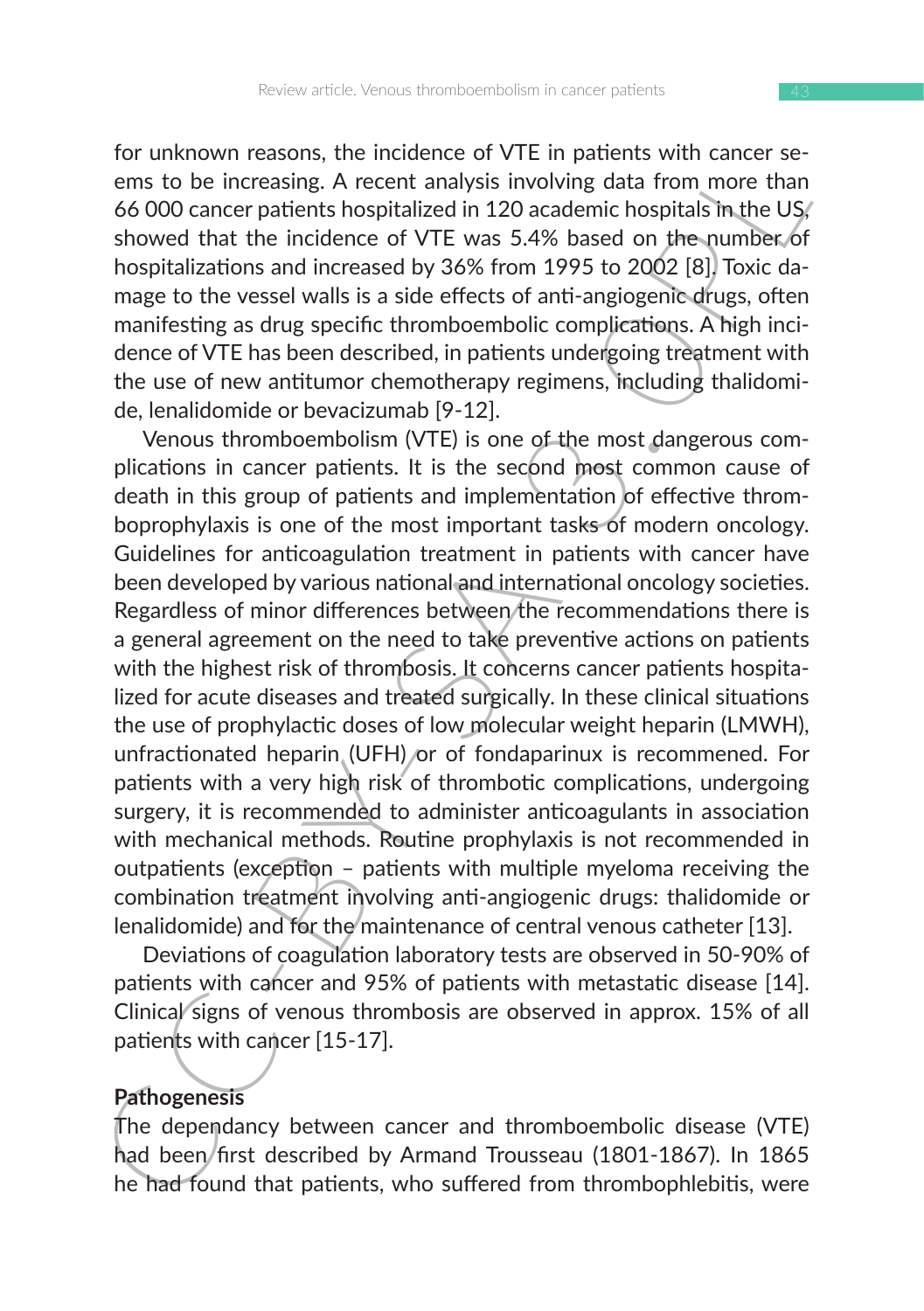for unknown reasons, the incidence of VTE in patients with cancer seems to be increasing. A recent analysis involving data from more than 66 000 cancer patients hospitalized in 120 academic hospitals in the US, showed that the incidence of VTE was 5.4% based on the number of hospitalizations and increased by 36% from 1995 to 2002 [8]. Toxic damage to the vessel walls is a side effects of anti-angiogenic drugs, often manifesting as drug specific thromboembolic complications. A high incidence of VTE has been described, in patients undergoing treatment with the use of new antitumor chemotherapy regimens, including thalidomide, lenalidomide or bevacizumab [9-12].

Venous thromboembolism (VTE) is one of the most dangerous complications in cancer patients. It is the second most common cause of death in this group of patients and implementation of effective thromboprophylaxis is one of the most important tasks of modern oncology. Guidelines for anticoagulation treatment in patients with cancer have been developed by various national and international oncology societies. Regardless of minor differences between the recommendations there is a general agreement on the need to take preventive actions on patients with the highest risk of thrombosis. It concerns cancer patients hospitalized for acute diseases and treated surgically. In these clinical situations the use of prophylactic doses of low molecular weight heparin (LMWH), unfractionated heparin (UFH) or of fondaparinux is recommened. For patients with a very high risk of thrombotic complications, undergoing surgery, it is recommended to administer anticoagulants in association with mechanical methods. Routine prophylaxis is not recommended in outpatients (exception – patients with multiple myeloma receiving the combination treatment involving anti-angiogenic drugs: thalidomide or lenalidomide) and for the maintenance of central venous catheter [13].

Deviations of coagulation laboratory tests are observed in 50-90% of patients with cancer and 95% of patients with metastatic disease [14]. Clinical signs of venous thrombosis are observed in approx. 15% of all patients with cancer [15-17].

## Pathogenesis

The dependancy between cancer and thromboembolic disease (VTE) had been first described by Armand Trousseau (1801-1867). In 1865 he had found that patients, who suffered from thrombophlebitis, were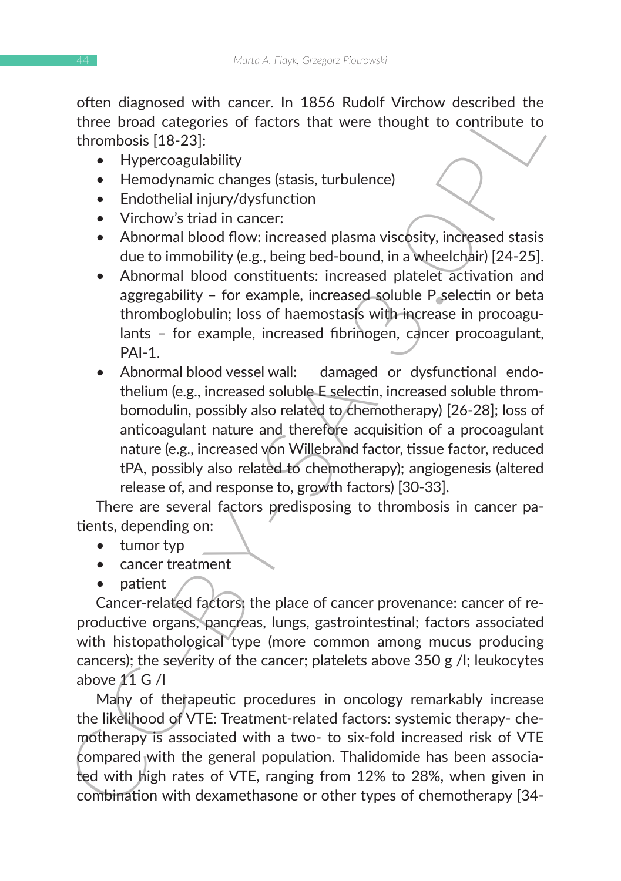often diagnosed with cancer. In 1856 Rudolf Virchow described the three broad categories of factors that were thought to contribute to thrombosis [18-23]:

- Hypercoagulability
- Hemodynamic changes (stasis, turbulence)
- Endothelial injury/dysfunction
- Virchow's triad in cancer:
- Abnormal blood flow: increased plasma viscosity, increased stasis due to immobility (e.g., being bed-bound, in a wheelchair) [24-25].
- Abnormal blood constituents: increased platelet activation and aggregability – for example, increased soluble P selectin or beta thromboglobulin; loss of haemostasis with increase in procoagulants – for example, increased fibrinogen, cancer procoagulant, PAI-1.
- Abnormal blood vessel wall: damaged or dysfunctional endothelium (e.g., increased soluble E selectin, increased soluble thrombomodulin, possibly also related to chemotherapy) [26-28]; loss of anticoagulant nature and therefore acquisition of a procoagulant nature (e.g., increased von Willebrand factor, tissue factor, reduced tPA, possibly also related to chemotherapy); angiogenesis (altered release of, and response to, growth factors) [30-33].

There are several factors predisposing to thrombosis in cancer patients, depending on:

- tumor typ
- cancer treatment
- patient

Cancer-related factors: the place of cancer provenance: cancer of reproductive organs, pancreas, lungs, gastrointestinal; factors associated with histopathological type (more common among mucus producing cancers); the severity of the cancer; platelets above 350 g /l; leukocytes above 11 G /l

Many of therapeutic procedures in oncology remarkably increase the likelihood of VTE: Treatment-related factors: systemic therapy- chemotherapy is associated with a two- to six-fold increased risk of VTE compared with the general population. Thalidomide has been associated with high rates of VTE, ranging from 12% to 28%, when given in combination with dexamethasone or other types of chemotherapy [34-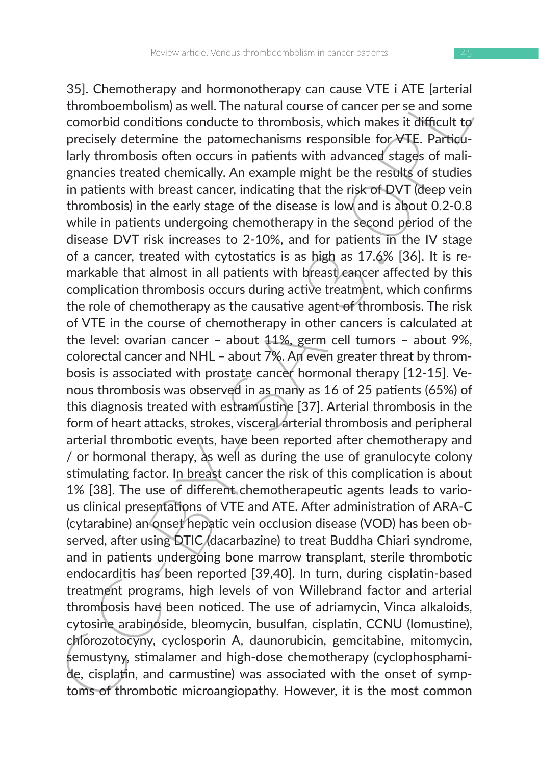35]. Chemotherapy and hormonotherapy can cause VTE i ATE [arterial thromboembolism) as well. The natural course of cancer per se and some comorbid conditions conducte to thrombosis, which makes it difficult to precisely determine the patomechanisms responsible for VTE. Particularly thrombosis often occurs in patients with advanced stages of malignancies treated chemically. An example might be the results of studies in patients with breast cancer, indicating that the risk of DVT (deep vein thrombosis) in the early stage of the disease is low and is about 0.2-0.8 while in patients undergoing chemotherapy in the second period of the disease DVT risk increases to 2-10%, and for patients in the IV stage of a cancer, treated with cytostatics is as high as 17.6% [36]. It is remarkable that almost in all patients with breast cancer affected by this complication thrombosis occurs during active treatment, which confirms the role of chemotherapy as the causative agent of thrombosis. The risk of VTE in the course of chemotherapy in other cancers is calculated at the level: ovarian cancer – about 11%, germ cell tumors – about 9%, colorectal cancer and NHL – about 7%. An even greater threat by thrombosis is associated with prostate cancer hormonal therapy [12-15]. Venous thrombosis was observed in as many as 16 of 25 patients (65%) of this diagnosis treated with estramustine [37]. Arterial thrombosis in the form of heart attacks, strokes, visceral arterial thrombosis and peripheral arterial thrombotic events, have been reported after chemotherapy and / or hormonal therapy, as well as during the use of granulocyte colony stimulating factor. In breast cancer the risk of this complication is about 1% [38]. The use of different chemotherapeutic agents leads to various clinical presentations of VTE and ATE. After administration of ARA-C (cytarabine) an onset hepatic vein occlusion disease (VOD) has been observed, after using DTIC (dacarbazine) to treat Buddha Chiari syndrome, and in patients undergoing bone marrow transplant, sterile thrombotic endocarditis has been reported [39,40]. In turn, during cisplatin-based treatment programs, high levels of von Willebrand factor and arterial thrombosis have been noticed. The use of adriamycin, Vinca alkaloids, cytosine arabinoside, bleomycin, busulfan, cisplatin, CCNU (lomustine), chlorozotocyny, cyclosporin A, daunorubicin, gemcitabine, mitomycin, semustyny, stimalamer and high-dose chemotherapy (cyclophosphamide, cisplatin, and carmustine) was associated with the onset of symptoms of thrombotic microangiopathy. However, it is the most common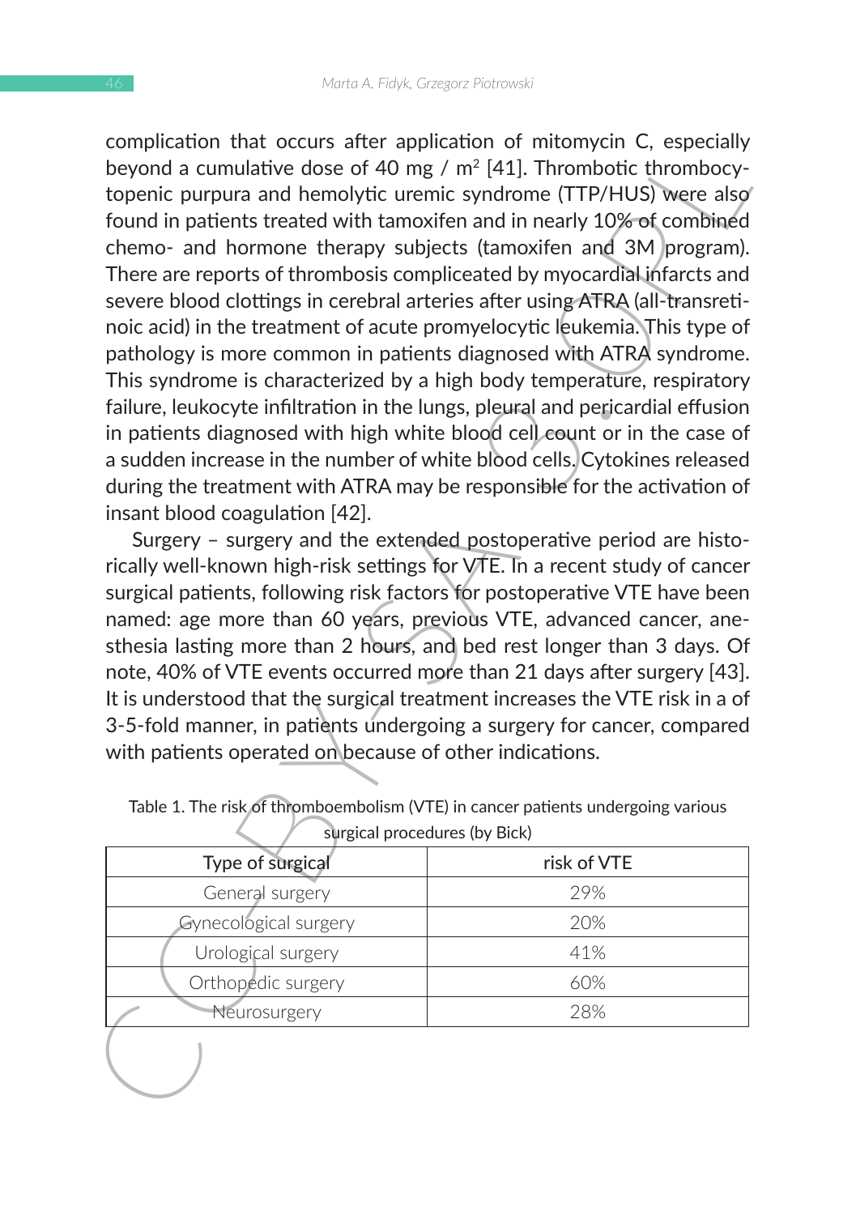complication that occurs after application of mitomycin C, especially beyond a cumulative dose of 40 mg / m$^2$ [41]. Thrombotic thrombocytopenic purpura and hemolytic uremic syndrome (TTP/HUS) were also found in patients treated with tamoxifen and in nearly 10% of combined chemo- and hormone therapy subjects (tamoxifen and 3M program). There are reports of thrombosis complicated by myocardial infarcts and severe blood clottings in cerebral arteries after using ATRA (all-transretinoic acid) in the treatment of acute promyelocytic leukemia. This type of pathology is more common in patients diagnosed with ATRA syndrome. This syndrome is characterized by a high body temperature, respiratory failure, leukocyte infiltration in the lungs, pleural and pericardial effusion in patients diagnosed with high white blood cell count or in the case of a sudden increase in the number of white blood cells. Cytokines released during the treatment with ATRA may be responsible for the activation of insant blood coagulation [42].

Surgery – surgery and the extended postoperative period are historically well-known high-risk settings for VTE. In a recent study of cancer surgical patients, following risk factors for postoperative VTE have been named: age more than 60 years, previous VTE, advanced cancer, anesthesia lasting more than 2 hours, and bed rest longer than 3 days. Of note, 40% of VTE events occurred more than 21 days after surgery [43]. It is understood that the surgical treatment increases the VTE risk in a of 3-5-fold manner, in patients undergoing a surgery for cancer, compared with patients operated on because of other indications.

Table 1. The risk of thromboembolism (VTE) in cancer patients undergoing various surgical procedures (by Bick)

| Type of surgical | risk of VTE |
|---|---|
| General surgery | 29% |
| Gynecological surgery | 20% |
| Urological surgery | 41% |
| Orthopedic surgery | 60% |
| Neurosurgery | 28% |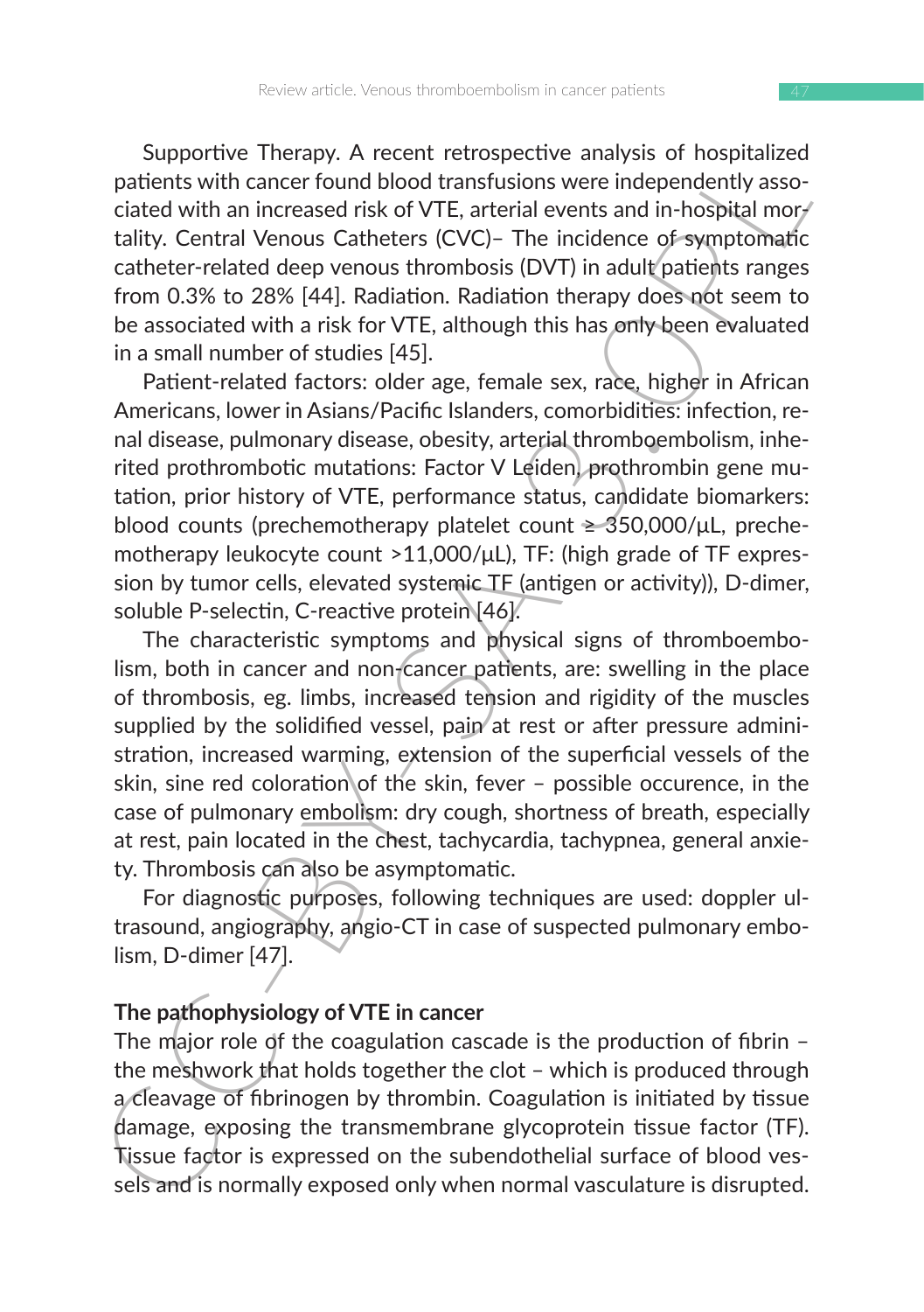Supportive Therapy. A recent retrospective analysis of hospitalized patients with cancer found blood transfusions were independently associated with an increased risk of VTE, arterial events and in-hospital mortality. Central Venous Catheters (CVC)– The incidence of symptomatic catheter-related deep venous thrombosis (DVT) in adult patients ranges from 0.3% to 28% [44]. Radiation. Radiation therapy does not seem to be associated with a risk for VTE, although this has only been evaluated in a small number of studies [45].

Patient-related factors: older age, female sex, race, higher in African Americans, lower in Asians/Pacific Islanders, comorbidities: infection, renal disease, pulmonary disease, obesity, arterial thromboembolism, inherited prothrombotic mutations: Factor V Leiden, prothrombin gene mutation, prior history of VTE, performance status, candidate biomarkers: blood counts (prechemotherapy platelet count ≥ 350,000/μL, prechemotherapy leukocyte count >11,000/μL), TF: (high grade of TF expression by tumor cells, elevated systemic TF (antigen or activity)), D-dimer, soluble P-selectin, C-reactive protein [46].

The characteristic symptoms and physical signs of thromboembolism, both in cancer and non-cancer patients, are: swelling in the place of thrombosis, eg. limbs, increased tension and rigidity of the muscles supplied by the solidified vessel, pain at rest or after pressure administration, increased warming, extension of the superficial vessels of the skin, sine red coloration of the skin, fever – possible occurence, in the case of pulmonary embolism: dry cough, shortness of breath, especially at rest, pain located in the chest, tachycardia, tachypnea, general anxiety. Thrombosis can also be asymptomatic.

For diagnostic purposes, following techniques are used: doppler ultrasound, angiography, angio-CT in case of suspected pulmonary embolism, D-dimer [47].

## The pathophysiology of VTE in cancer

The major role of the coagulation cascade is the production of fibrin – the meshwork that holds together the clot – which is produced through a cleavage of fibrinogen by thrombin. Coagulation is initiated by tissue damage, exposing the transmembrane glycoprotein tissue factor (TF). Tissue factor is expressed on the subendothelial surface of blood vessels and is normally exposed only when normal vasculature is disrupted.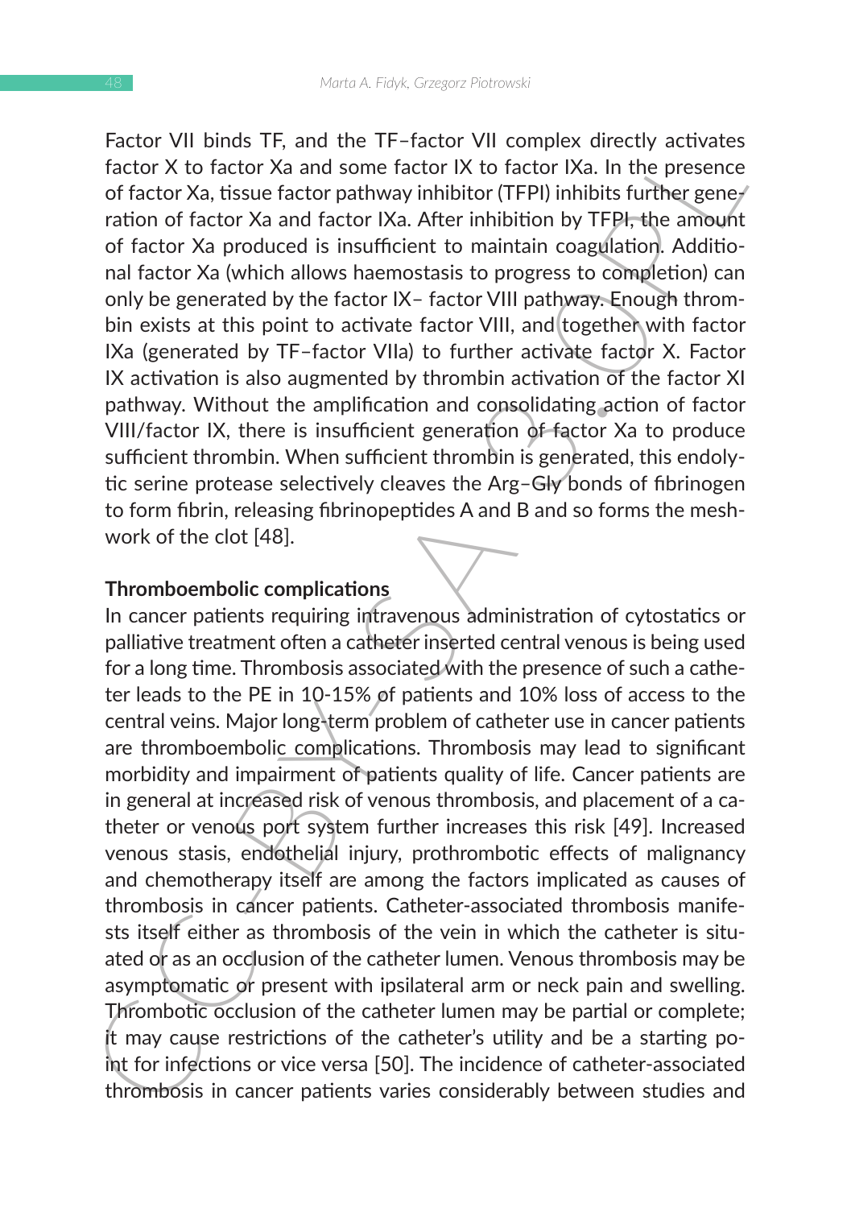Factor VII binds TF, and the TF–factor VII complex directly activates factor X to factor Xa and some factor IX to factor IXa. In the presence of factor Xa, tissue factor pathway inhibitor (TFPI) inhibits further generation of factor Xa and factor IXa. After inhibition by TFPI, the amount of factor Xa produced is insufficient to maintain coagulation. Additional factor Xa (which allows haemostasis to progress to completion) can only be generated by the factor IX– factor VIII pathway. Enough thrombin exists at this point to activate factor VIII, and together with factor IXa (generated by TF–factor VIIa) to further activate factor X. Factor IX activation is also augmented by thrombin activation of the factor XI pathway. Without the amplification and consolidating action of factor VIII/factor IX, there is insufficient generation of factor Xa to produce sufficient thrombin. When sufficient thrombin is generated, this endolytic serine protease selectively cleaves the Arg–Gly bonds of fibrinogen to form fibrin, releasing fibrinopeptides A and B and so forms the meshwork of the clot [48].

**Thromboembolic complications**

In cancer patients requiring intravenous administration of cytostatics or palliative treatment often a catheter inserted central venous is being used for a long time. Thrombosis associated with the presence of such a catheter leads to the PE in 10-15% of patients and 10% loss of access to the central veins. Major long-term problem of catheter use in cancer patients are thromboembolic complications. Thrombosis may lead to significant morbidity and impairment of patients quality of life. Cancer patients are in general at increased risk of venous thrombosis, and placement of a catheter or venous port system further increases this risk [49]. Increased venous stasis, endothelial injury, prothrombotic effects of malignancy and chemotherapy itself are among the factors implicated as causes of thrombosis in cancer patients. Catheter-associated thrombosis manifests itself either as thrombosis of the vein in which the catheter is situated or as an occlusion of the catheter lumen. Venous thrombosis may be asymptomatic or present with ipsilateral arm or neck pain and swelling. Thrombotic occlusion of the catheter lumen may be partial or complete; it may cause restrictions of the catheter's utility and be a starting point for infections or vice versa [50]. The incidence of catheter-associated thrombosis in cancer patients varies considerably between studies and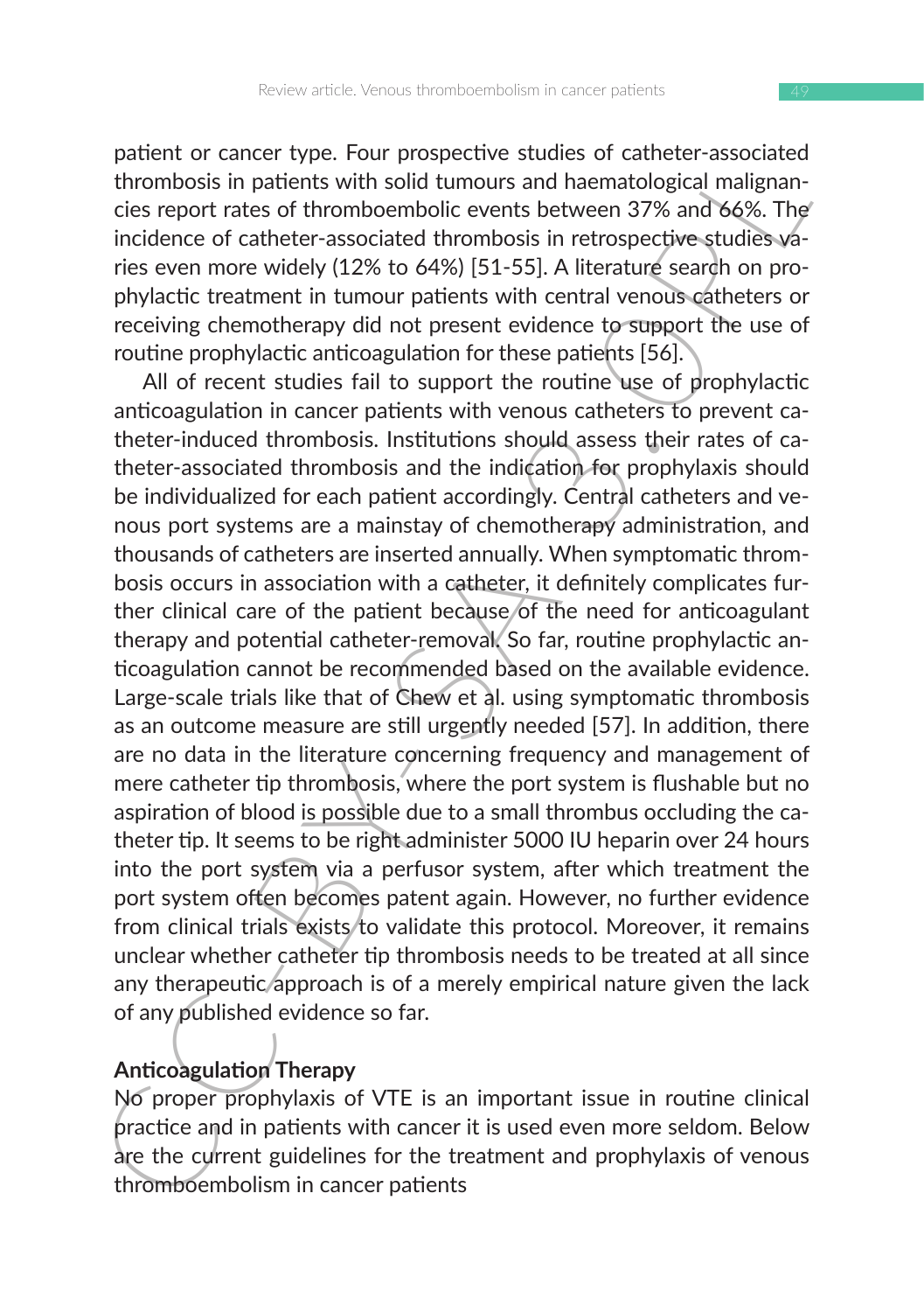patient or cancer type. Four prospective studies of catheter-associated thrombosis in patients with solid tumours and haematological malignancies report rates of thromboembolic events between 37% and 66%. The incidence of catheter-associated thrombosis in retrospective studies varies even more widely (12% to 64%) [51-55]. A literature search on prophylactic treatment in tumour patients with central venous catheters or receiving chemotherapy did not present evidence to support the use of routine prophylactic anticoagulation for these patients [56].

All of recent studies fail to support the routine use of prophylactic anticoagulation in cancer patients with venous catheters to prevent catheter-induced thrombosis. Institutions should assess their rates of catheter-associated thrombosis and the indication for prophylaxis should be individualized for each patient accordingly. Central catheters and venous port systems are a mainstay of chemotherapy administration, and thousands of catheters are inserted annually. When symptomatic thrombosis occurs in association with a catheter, it definitely complicates further clinical care of the patient because of the need for anticoagulant therapy and potential catheter-removal. So far, routine prophylactic anticoagulation cannot be recommended based on the available evidence. Large-scale trials like that of Chew et al. using symptomatic thrombosis as an outcome measure are still urgently needed [57]. In addition, there are no data in the literature concerning frequency and management of mere catheter tip thrombosis, where the port system is flushable but no aspiration of blood is possible due to a small thrombus occluding the catheter tip. It seems to be right administer 5000 IU heparin over 24 hours into the port system via a perfusor system, after which treatment the port system often becomes patent again. However, no further evidence from clinical trials exists to validate this protocol. Moreover, it remains unclear whether catheter tip thrombosis needs to be treated at all since any therapeutic approach is of a merely empirical nature given the lack of any published evidence so far.

## Anticoagulation Therapy

No proper prophylaxis of VTE is an important issue in routine clinical practice and in patients with cancer it is used even more seldom. Below are the current guidelines for the treatment and prophylaxis of venous thromboembolism in cancer patients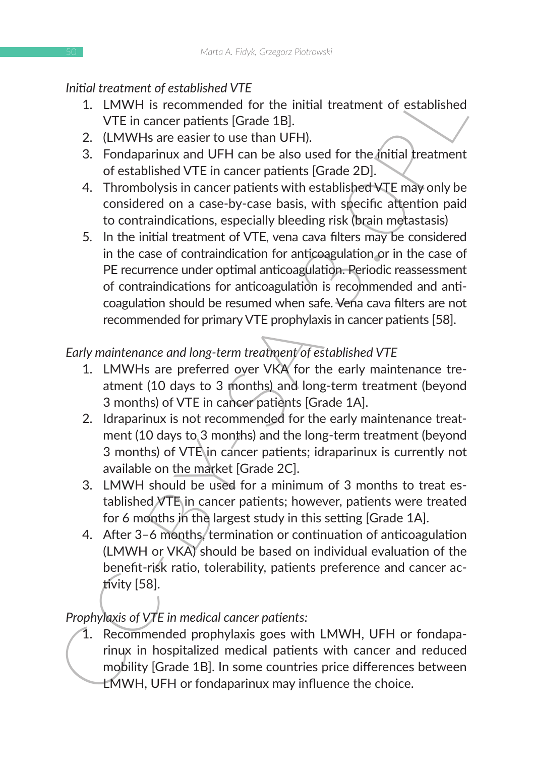*Initial treatment of established VTE*

1. LMWH is recommended for the initial treatment of established VTE in cancer patients [Grade 1B].
2. (LMWHs are easier to use than UFH).
3. Fondaparinux and UFH can be also used for the initial treatment of established VTE in cancer patients [Grade 2D].
4. Thrombolysis in cancer patients with established VTE may only be considered on a case-by-case basis, with specific attention paid to contraindications, especially bleeding risk (brain metastasis)
5. In the initial treatment of VTE, vena cava filters may be considered in the case of contraindication for anticoagulation or in the case of PE recurrence under optimal anticoagulation. Periodic reassessment of contraindications for anticoagulation is recommended and anticoagulation should be resumed when safe. Vena cava filters are not recommended for primary VTE prophylaxis in cancer patients [58].

*Early maintenance and long-term treatment of established VTE*

1. LMWHs are preferred over VKA for the early maintenance treatment (10 days to 3 months) and long-term treatment (beyond 3 months) of VTE in cancer patients [Grade 1A].
2. Idraparinux is not recommended for the early maintenance treatment (10 days to 3 months) and the long-term treatment (beyond 3 months) of VTE in cancer patients; idraparinux is currently not available on the market [Grade 2C].
3. LMWH should be used for a minimum of 3 months to treat established VTE in cancer patients; however, patients were treated for 6 months in the largest study in this setting [Grade 1A].
4. After 3–6 months, termination or continuation of anticoagulation (LMWH or VKA) should be based on individual evaluation of the benefit-risk ratio, tolerability, patients preference and cancer activity [58].

*Prophylaxis of VTE in medical cancer patients:*

1. Recommended prophylaxis goes with LMWH, UFH or fondaparinux in hospitalized medical patients with cancer and reduced mobility [Grade 1B]. In some countries price differences between LMWH, UFH or fondaparinux may influence the choice.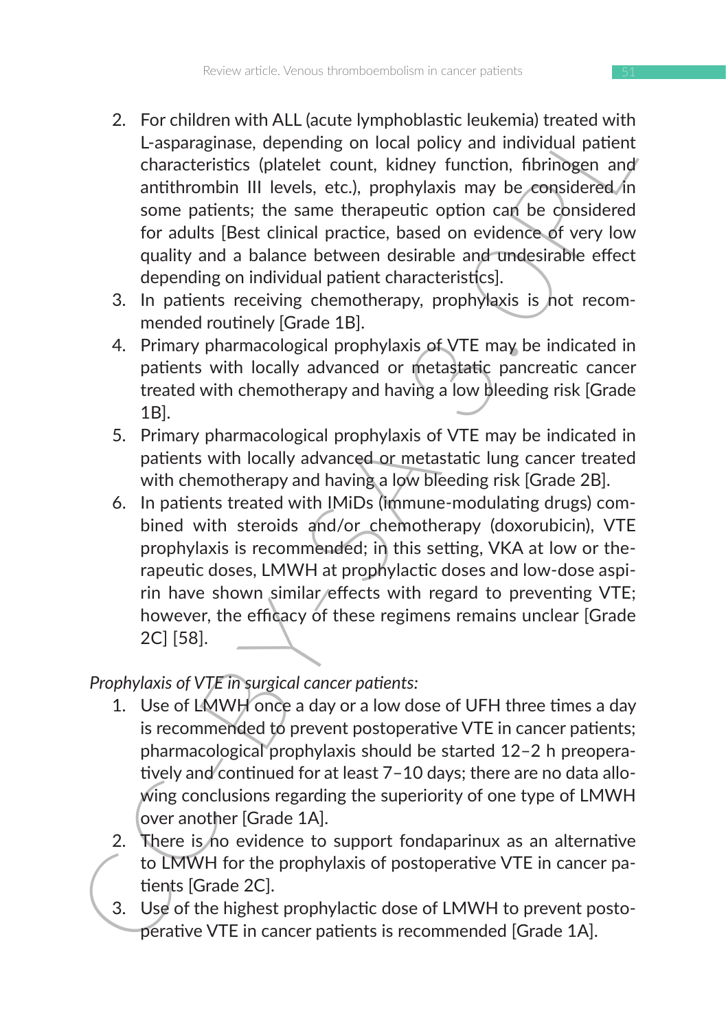2. For children with ALL (acute lymphoblastic leukemia) treated with L-asparaginase, depending on local policy and individual patient characteristics (platelet count, kidney function, fibrinogen and antithrombin III levels, etc.), prophylaxis may be considered in some patients; the same therapeutic option can be considered for adults [Best clinical practice, based on evidence of very low quality and a balance between desirable and undesirable effect depending on individual patient characteristics].
3. In patients receiving chemotherapy, prophylaxis is not recommended routinely [Grade 1B].
4. Primary pharmacological prophylaxis of VTE may be indicated in patients with locally advanced or metastatic pancreatic cancer treated with chemotherapy and having a low bleeding risk [Grade 1B].
5. Primary pharmacological prophylaxis of VTE may be indicated in patients with locally advanced or metastatic lung cancer treated with chemotherapy and having a low bleeding risk [Grade 2B].
6. In patients treated with IMiDs (immune-modulating drugs) combined with steroids and/or chemotherapy (doxorubicin), VTE prophylaxis is recommended; in this setting, VKA at low or therapeutic doses, LMWH at prophylactic doses and low-dose aspirin have shown similar effects with regard to preventing VTE; however, the efficacy of these regimens remains unclear [Grade 2C] [58].

*Prophylaxis of VTE in surgical cancer patients:*

1. Use of LMWH once a day or a low dose of UFH three times a day is recommended to prevent postoperative VTE in cancer patients; pharmacological prophylaxis should be started 12–2 h preoperatively and continued for at least 7–10 days; there are no data allowing conclusions regarding the superiority of one type of LMWH over another [Grade 1A].
2. There is no evidence to support fondaparinux as an alternative to LMWH for the prophylaxis of postoperative VTE in cancer patients [Grade 2C].
3. Use of the highest prophylactic dose of LMWH to prevent postoperative VTE in cancer patients is recommended [Grade 1A].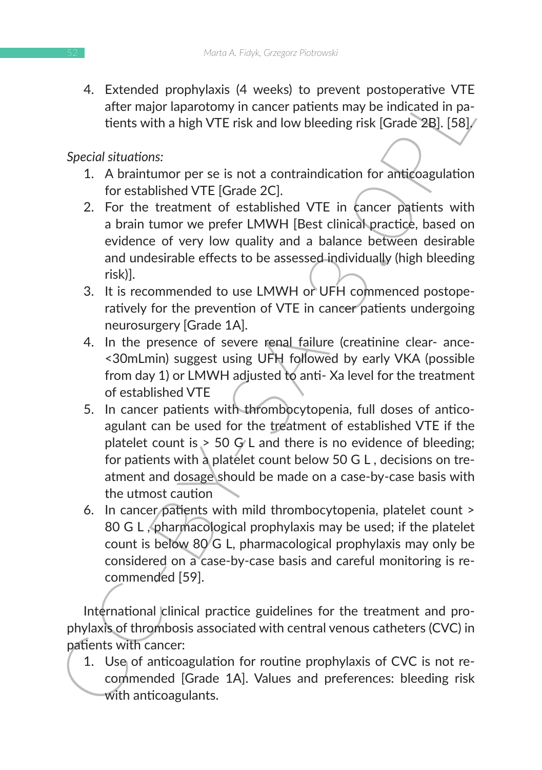4. Extended prophylaxis (4 weeks) to prevent postoperative VTE after major laparotomy in cancer patients may be indicated in patients with a high VTE risk and low bleeding risk [Grade 2B]. [58].

*Special situations:*

1. A braintumor per se is not a contraindication for anticoagulation for established VTE [Grade 2C].
2. For the treatment of established VTE in cancer patients with a brain tumor we prefer LMWH [Best clinical practice, based on evidence of very low quality and a balance between desirable and undesirable effects to be assessed individually (high bleeding risk)].
3. It is recommended to use LMWH or UFH commenced postoperatively for the prevention of VTE in cancer patients undergoing neurosurgery [Grade 1A].
4. In the presence of severe renal failure (creatinine clear- ance <30mLmin) suggest using UFH followed by early VKA (possible from day 1) or LMWH adjusted to anti- Xa level for the treatment of established VTE
5. In cancer patients with thrombocytopenia, full doses of anticoagulant can be used for the treatment of established VTE if the platelet count is > 50 G L and there is no evidence of bleeding; for patients with a platelet count below 50 G L , decisions on treatment and dosage should be made on a case-by-case basis with the utmost caution
6. In cancer patients with mild thrombocytopenia, platelet count > 80 G L , pharmacological prophylaxis may be used; if the platelet count is below 80 G L, pharmacological prophylaxis may only be considered on a case-by-case basis and careful monitoring is recommended [59].

International clinical practice guidelines for the treatment and prophylaxis of thrombosis associated with central venous catheters (CVC) in patients with cancer:

1. Use of anticoagulation for routine prophylaxis of CVC is not recommended [Grade 1A]. Values and preferences: bleeding risk with anticoagulants.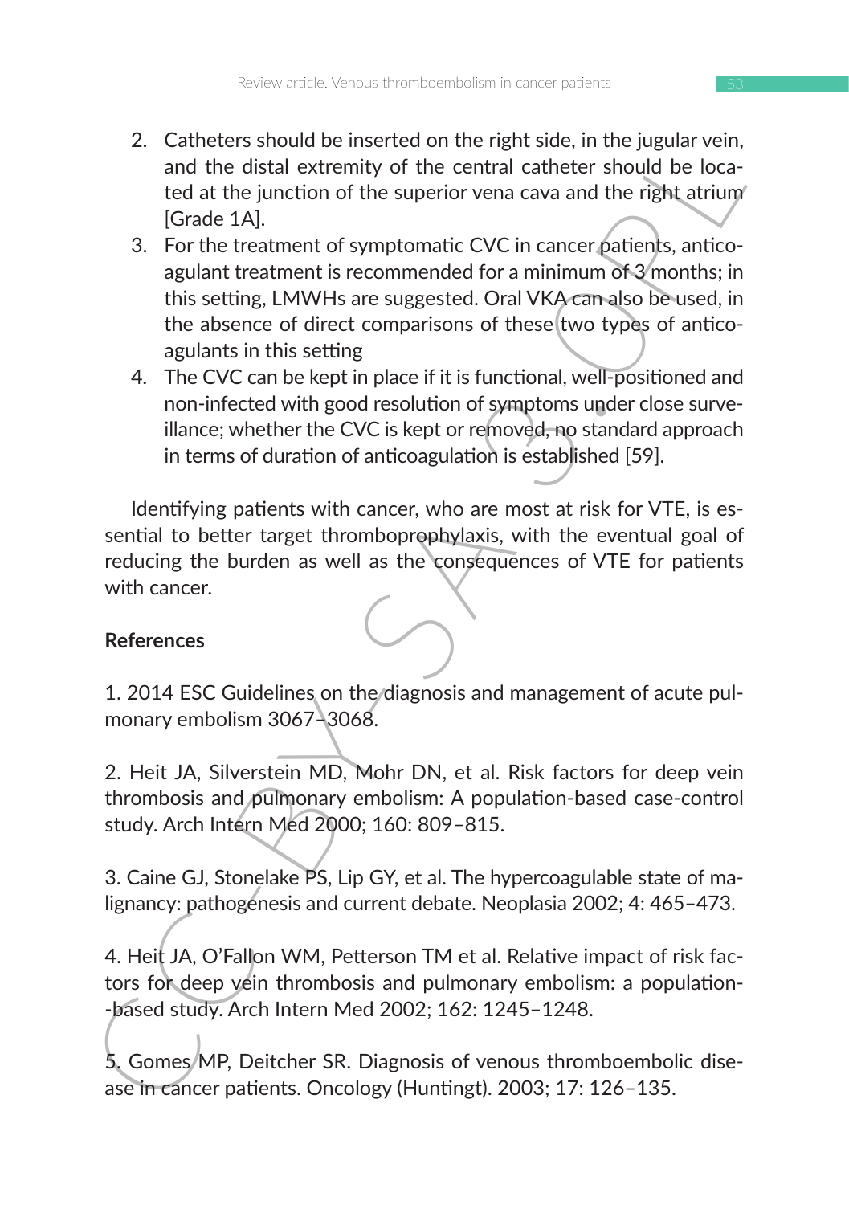2. Catheters should be inserted on the right side, in the jugular vein, and the distal extremity of the central catheter should be located at the junction of the superior vena cava and the right atrium [Grade 1A].
3. For the treatment of symptomatic CVC in cancer patients, anticoagulant treatment is recommended for a minimum of 3 months; in this setting, LMWHs are suggested. Oral VKA can also be used, in the absence of direct comparisons of these two types of anticoagulants in this setting
4. The CVC can be kept in place if it is functional, well-positioned and non-infected with good resolution of symptoms under close surveillance; whether the CVC is kept or removed, no standard approach in terms of duration of anticoagulation is established [59].

Identifying patients with cancer, who are most at risk for VTE, is essential to better target thromboprophylaxis, with the eventual goal of reducing the burden as well as the consequences of VTE for patients with cancer.

## References

1. 2014 ESC Guidelines on the diagnosis and management of acute pulmonary embolism 3067–3068.

2. Heit JA, Silverstein MD, Mohr DN, et al. Risk factors for deep vein thrombosis and pulmonary embolism: A population-based case-control study. Arch Intern Med 2000; 160: 809–815.

3. Caine GJ, Stonelake PS, Lip GY, et al. The hypercoagulable state of malignancy: pathogenesis and current debate. Neoplasia 2002; 4: 465–473.

4. Heit JA, O'Fallon WM, Petterson TM et al. Relative impact of risk factors for deep vein thrombosis and pulmonary embolism: a population-based study. Arch Intern Med 2002; 162: 1245–1248.

5. Gomes MP, Deitcher SR. Diagnosis of venous thromboembolic disease in cancer patients. Oncology (Huntingt). 2003; 17: 126–135.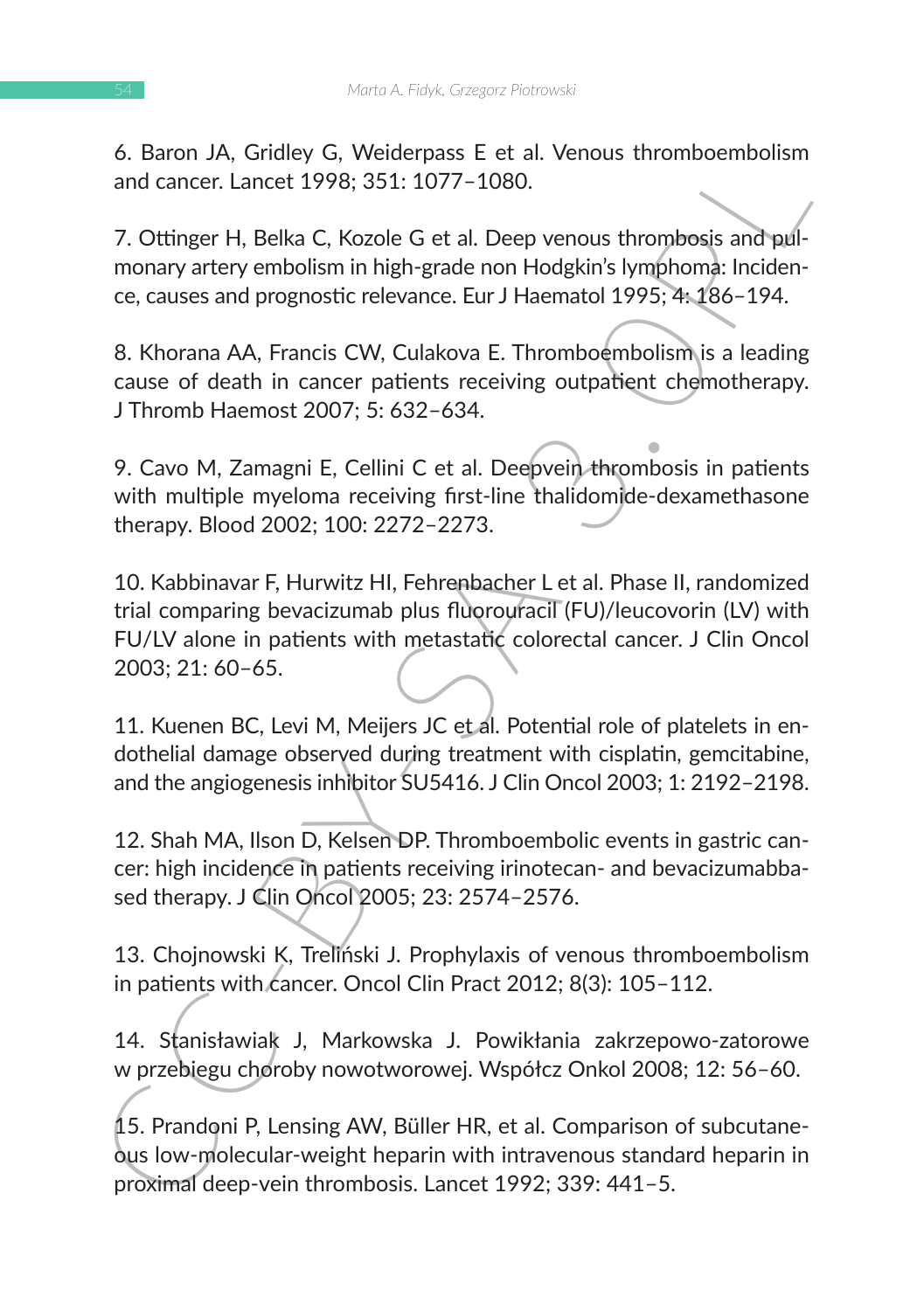6. Baron JA, Gridley G, Weiderpass E et al. Venous thromboembolism and cancer. Lancet 1998; 351: 1077–1080.

7. Ottinger H, Belka C, Kozole G et al. Deep venous thrombosis and pulmonary artery embolism in high-grade non Hodgkin's lymphoma: Incidence, causes and prognostic relevance. Eur J Haematol 1995; 4: 186–194.

8. Khorana AA, Francis CW, Culakova E. Thromboembolism is a leading cause of death in cancer patients receiving outpatient chemotherapy. J Thromb Haemost 2007; 5: 632–634.

9. Cavo M, Zamagni E, Cellini C et al. Deepvein thrombosis in patients with multiple myeloma receiving first-line thalidomide-dexamethasone therapy. Blood 2002; 100: 2272–2273.

10. Kabbinavar F, Hurwitz HI, Fehrenbacher L et al. Phase II, randomized trial comparing bevacizumab plus fluorouracil (FU)/leucovorin (LV) with FU/LV alone in patients with metastatic colorectal cancer. J Clin Oncol 2003; 21: 60–65.

11. Kuenen BC, Levi M, Meijers JC et al. Potential role of platelets in endothelial damage observed during treatment with cisplatin, gemcitabine, and the angiogenesis inhibitor SU5416. J Clin Oncol 2003; 1: 2192–2198.

12. Shah MA, Ilson D, Kelsen DP. Thromboembolic events in gastric cancer: high incidence in patients receiving irinotecan- and bevacizumabbased therapy. J Clin Oncol 2005; 23: 2574–2576.

13. Chojnowski K, Treliński J. Prophylaxis of venous thromboembolism in patients with cancer. Oncol Clin Pract 2012; 8(3): 105–112.

14. Stanisławiak J, Markowska J. Powikłania zakrzepowo-zatorowe w przebiegu choroby nowotworowej. Współcz Onkol 2008; 12: 56–60.

15. Prandoni P, Lensing AW, Büller HR, et al. Comparison of subcutaneous low-molecular-weight heparin with intravenous standard heparin in proximal deep-vein thrombosis. Lancet 1992; 339: 441–5.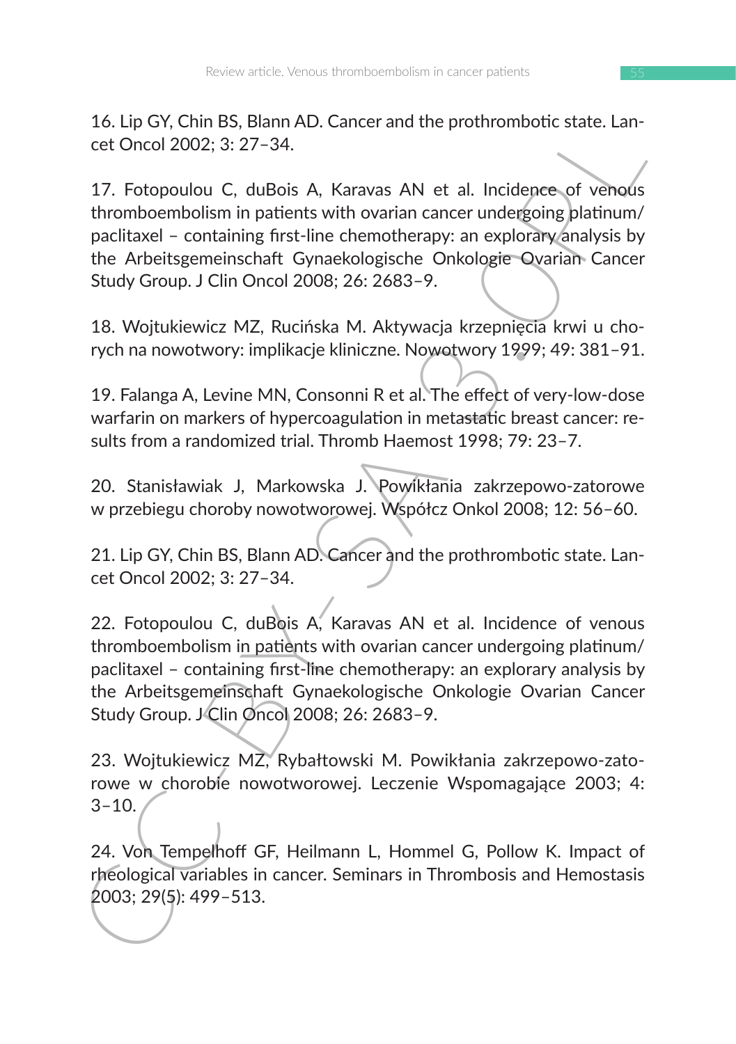16. Lip GY, Chin BS, Blann AD. Cancer and the prothrombotic state. Lancet Oncol 2002; 3: 27–34.

17. Fotopoulou C, duBois A, Karavas AN et al. Incidence of venous thromboembolism in patients with ovarian cancer undergoing platinum/paclitaxel – containing first-line chemotherapy: an exploraty analysis by the Arbeitsgemeinschaft Gynaekologische Onkologie Ovarian Cancer Study Group. J Clin Oncol 2008; 26: 2683–9.

18. Wojtukiewicz MZ, Rucińska M. Aktywacja krzepnięcia krwi u chorych na nowotwory: implikacje kliniczne. Nowotwory 1999; 49: 381–91.

19. Falanga A, Levine MN, Consonni R et al. The effect of very-low-dose warfarin on markers of hypercoagulation in metastatic breast cancer: results from a randomized trial. Thromb Haemost 1998; 79: 23–7.

20. Stanisławiak J, Markowska J. Powikłania zakrzepowo-zatorowe w przebiegu choroby nowotworowej. Współcz Onkol 2008; 12: 56–60.

21. Lip GY, Chin BS, Blann AD. Cancer and the prothrombotic state. Lancet Oncol 2002; 3: 27–34.

22. Fotopoulou C, duBois A, Karavas AN et al. Incidence of venous thromboembolism in patients with ovarian cancer undergoing platinum/paclitaxel – containing first-line chemotherapy: an exploraty analysis by the Arbeitsgemeinschaft Gynaekologische Onkologie Ovarian Cancer Study Group. J Clin Oncol 2008; 26: 2683–9.

23. Wojtukiewicz MZ, Rybałtowski M. Powikłania zakrzepowo-zatorowe w chorobie nowotworowej. Leczenie Wspomagające 2003; 4: 3–10.

24. Von Tempelhoff GF, Heilmann L, Hommel G, Pollow K. Impact of rheological variables in cancer. Seminars in Thrombosis and Hemostasis 2003; 29(5): 499–513.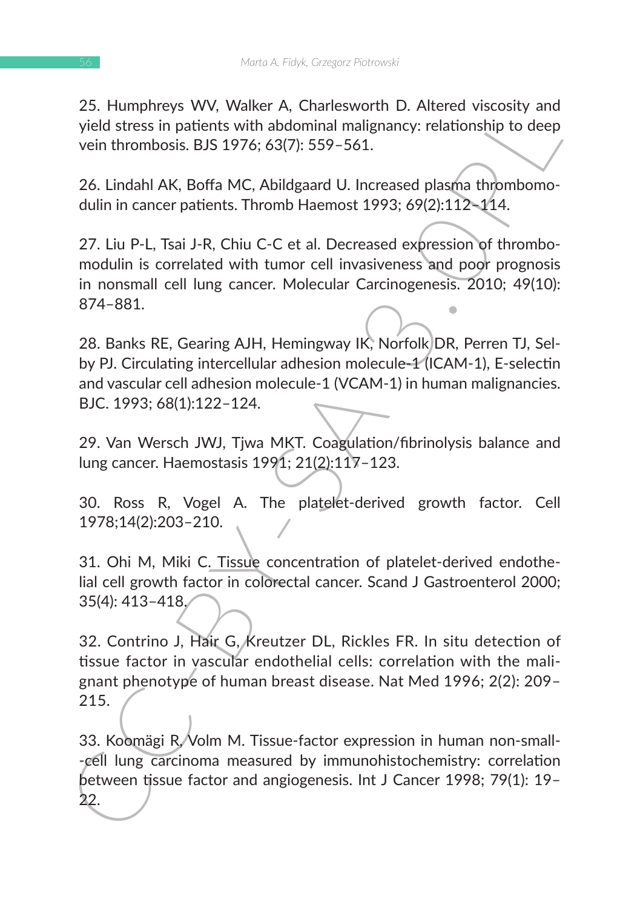25. Humphreys WV, Walker A, Charlesworth D. Altered viscosity and yield stress in patients with abdominal malignancy: relationship to deep vein thrombosis. BJS 1976; 63(7): 559–561.

26. Lindahl AK, Boffa MC, Abildgaard U. Increased plasma thrombomodulin in cancer patients. Thromb Haemost 1993; 69(2):112–114.

27. Liu P-L, Tsai J-R, Chiu C-C et al. Decreased expression of thrombomodulin is correlated with tumor cell invasiveness and poor prognosis in nonsmall cell lung cancer. Molecular Carcinogenesis. 2010; 49(10): 874–881.

28. Banks RE, Gearing AJH, Hemingway IK, Norfolk DR, Perren TJ, Selby PJ. Circulating intercellular adhesion molecule-1 (ICAM-1), E-selectin and vascular cell adhesion molecule-1 (VCAM-1) in human malignancies. BJC. 1993; 68(1):122–124.

29. Van Wersch JWJ, Tjwa MKT. Coagulation/fibrinolysis balance and lung cancer. Haemostasis 1991; 21(2):117–123.

30. Ross R, Vogel A. The platelet-derived growth factor. Cell 1978;14(2):203–210.

31. Ohi M, Miki C. Tissue concentration of platelet-derived endothelial cell growth factor in colorectal cancer. Scand J Gastroenterol 2000; 35(4): 413–418.

32. Contrino J, Hair G, Kreutzer DL, Rickles FR. In situ detection of tissue factor in vascular endothelial cells: correlation with the malignant phenotype of human breast disease. Nat Med 1996; 2(2): 209–215.

33. Koomägi R, Volm M. Tissue-factor expression in human non-small--cell lung carcinoma measured by immunohistochemistry: correlation between tissue factor and angiogenesis. Int J Cancer 1998; 79(1): 19–22.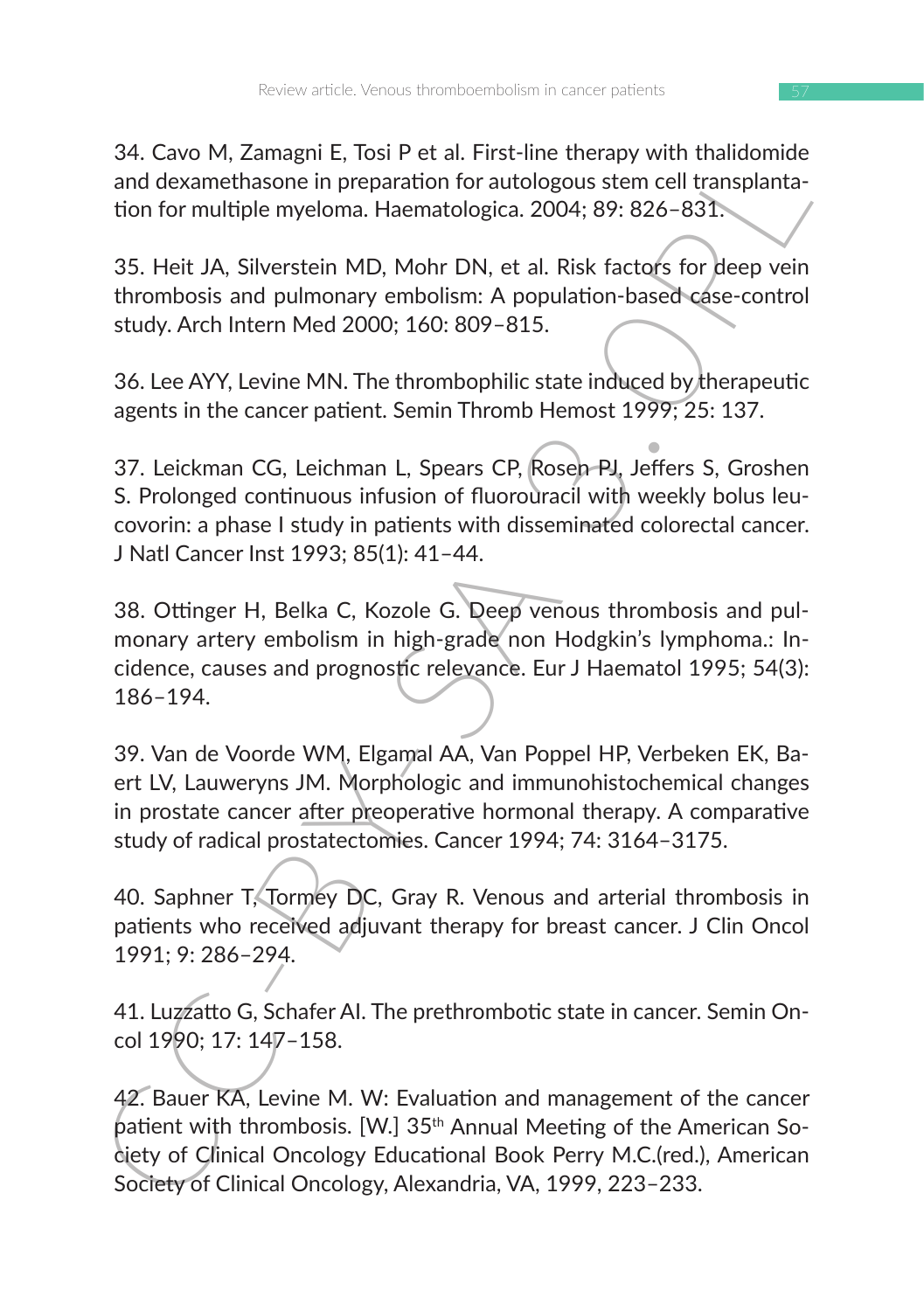34. Cavo M, Zamagni E, Tosi P et al. First-line therapy with thalidomide and dexamethasone in preparation for autologous stem cell transplantation for multiple myeloma. Haematologica. 2004; 89: 826–831.

35. Heit JA, Silverstein MD, Mohr DN, et al. Risk factors for deep vein thrombosis and pulmonary embolism: A population-based case-control study. Arch Intern Med 2000; 160: 809–815.

36. Lee AYY, Levine MN. The thrombophilic state induced by therapeutic agents in the cancer patient. Semin Thromb Hemost 1999; 25: 137.

37. Leickman CG, Leichman L, Spears CP, Rosen PJ, Jeffers S, Groshen S. Prolonged continuous infusion of fluorouracil with weekly bolus leucovorin: a phase I study in patients with disseminated colorectal cancer. J Natl Cancer Inst 1993; 85(1): 41–44.

38. Ottinger H, Belka C, Kozole G. Deep venous thrombosis and pulmonary artery embolism in high-grade non Hodgkin's lymphoma.: Incidence, causes and prognostic relevance. Eur J Haematol 1995; 54(3): 186–194.

39. Van de Voorde WM, Elgamal AA, Van Poppel HP, Verbeken EK, Baert LV, Lauweryns JM. Morphologic and immunohistochemical changes in prostate cancer after preoperative hormonal therapy. A comparative study of radical prostatectomies. Cancer 1994; 74: 3164–3175.

40. Saphner T, Tormey DC, Gray R. Venous and arterial thrombosis in patients who received adjuvant therapy for breast cancer. J Clin Oncol 1991; 9: 286–294.

41. Luzzatto G, Schafer AI. The prethrombotic state in cancer. Semin Oncol 1990; 17: 147–158.

42. Bauer KA, Levine M. W: Evaluation and management of the cancer patient with thrombosis. [W.] 35th Annual Meeting of the American Society of Clinical Oncology Educational Book Perry M.C.(red.), American Society of Clinical Oncology, Alexandria, VA, 1999, 223–233.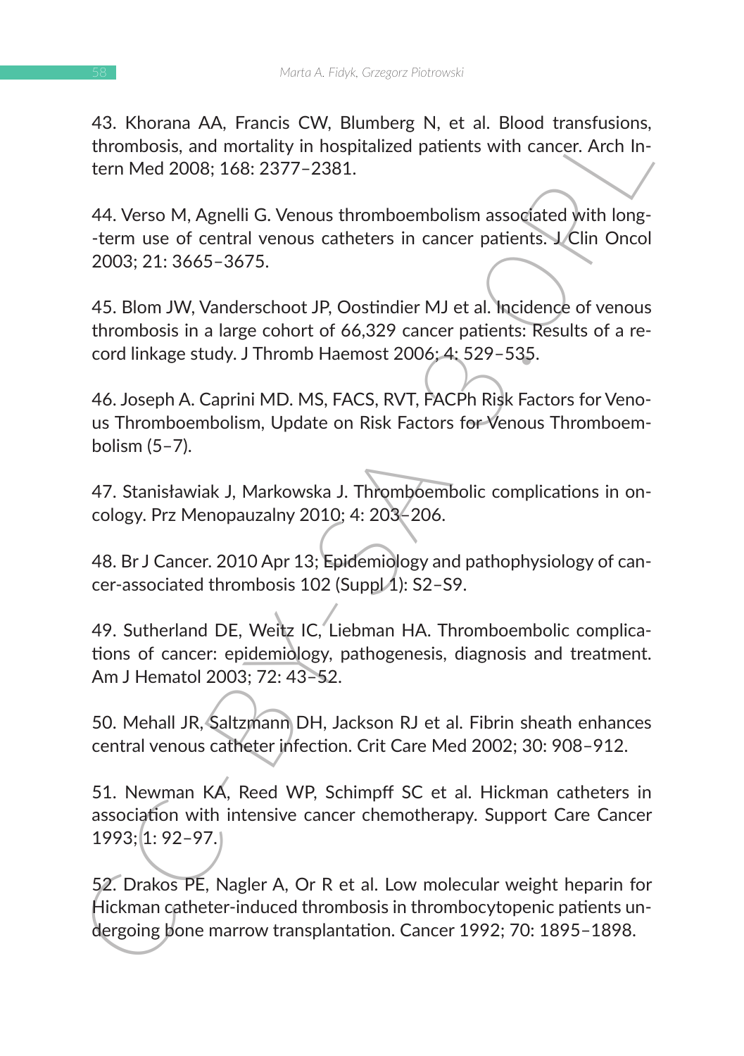43. Khorana AA, Francis CW, Blumberg N, et al. Blood transfusions, thrombosis, and mortality in hospitalized patients with cancer. Arch Intern Med 2008; 168: 2377–2381.

44. Verso M, Agnelli G. Venous thromboembolism associated with long--term use of central venous catheters in cancer patients. J Clin Oncol 2003; 21: 3665–3675.

45. Blom JW, Vanderschoot JP, Oostindier MJ et al. Incidence of venous thrombosis in a large cohort of 66,329 cancer patients: Results of a record linkage study. J Thromb Haemost 2006; 4: 529–535.

46. Joseph A. Caprini MD. MS, FACS, RVT, FACPh Risk Factors for Venous Thromboembolism, Update on Risk Factors for Venous Thromboembolism (5–7).

47. Stanisławiak J, Markowska J. Thromboembolic complications in oncology. Prz Menopauzalny 2010; 4: 203–206.

48. Br J Cancer. 2010 Apr 13; Epidemiology and pathophysiology of cancer-associated thrombosis 102 (Suppl 1): S2–S9.

49. Sutherland DE, Weitz IC, Liebman HA. Thromboembolic complications of cancer: epidemiology, pathogenesis, diagnosis and treatment. Am J Hematol 2003; 72: 43–52.

50. Mehall JR, Saltzmann DH, Jackson RJ et al. Fibrin sheath enhances central venous catheter infection. Crit Care Med 2002; 30: 908–912.

51. Newman KA, Reed WP, Schimpff SC et al. Hickman catheters in association with intensive cancer chemotherapy. Support Care Cancer 1993; 1: 92–97.

52. Drakos PE, Nagler A, Or R et al. Low molecular weight heparin for Hickman catheter-induced thrombosis in thrombocytopenic patients undergoing bone marrow transplantation. Cancer 1992; 70: 1895–1898.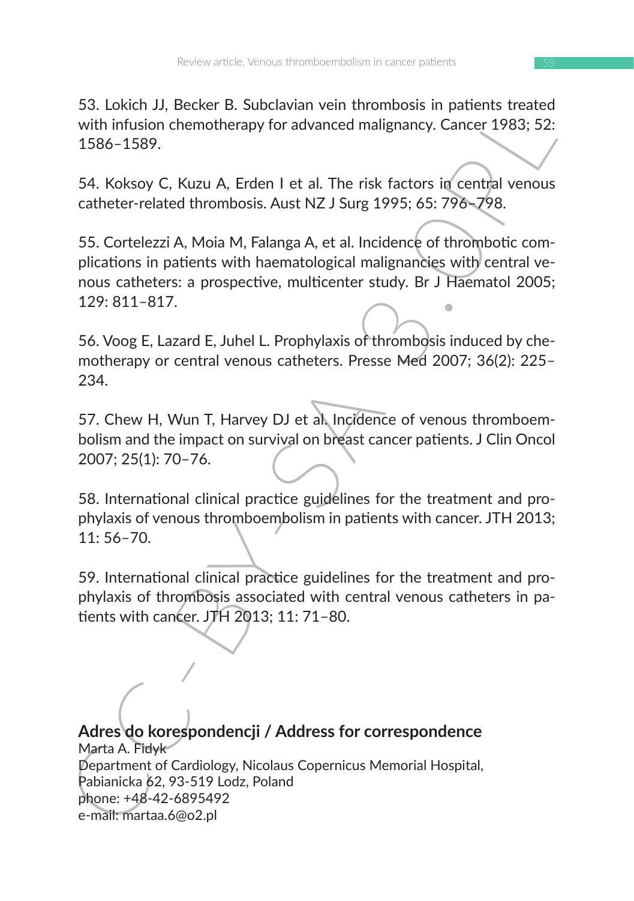53. Lokich JJ, Becker B. Subclavian vein thrombosis in patients treated with infusion chemotherapy for advanced malignancy. Cancer 1983; 52: 1586–1589.

54. Koksoy C, Kuzu A, Erden I et al. The risk factors in central venous catheter-related thrombosis. Aust NZ J Surg 1995; 65: 796–798.

55. Cortelezzi A, Moia M, Falanga A, et al. Incidence of thrombotic complications in patients with haematological malignancies with central venous catheters: a prospective, multicenter study. Br J Haematol 2005; 129: 811–817.

56. Voog E, Lazard E, Juhel L. Prophylaxis of thrombosis induced by chemotherapy or central venous catheters. Presse Med 2007; 36(2): 225–234.

57. Chew H, Wun T, Harvey DJ et al. Incidence of venous thromboembolism and the impact on survival on breast cancer patients. J Clin Oncol 2007; 25(1): 70–76.

58. International clinical practice guidelines for the treatment and prophylaxis of venous thromboembolism in patients with cancer. JTH 2013; 11: 56–70.

59. International clinical practice guidelines for the treatment and prophylaxis of thrombosis associated with central venous catheters in patients with cancer. JTH 2013; 11: 71–80.

**Adres do korespondencji / Address for correspondence**
Marta A. Fidyk
Department of Cardiology, Nicolaus Copernicus Memorial Hospital,
Pabianicka 62, 93-519 Lodz, Poland
phone: +48-42-6895492
e-mail: martaa.6@o2.pl